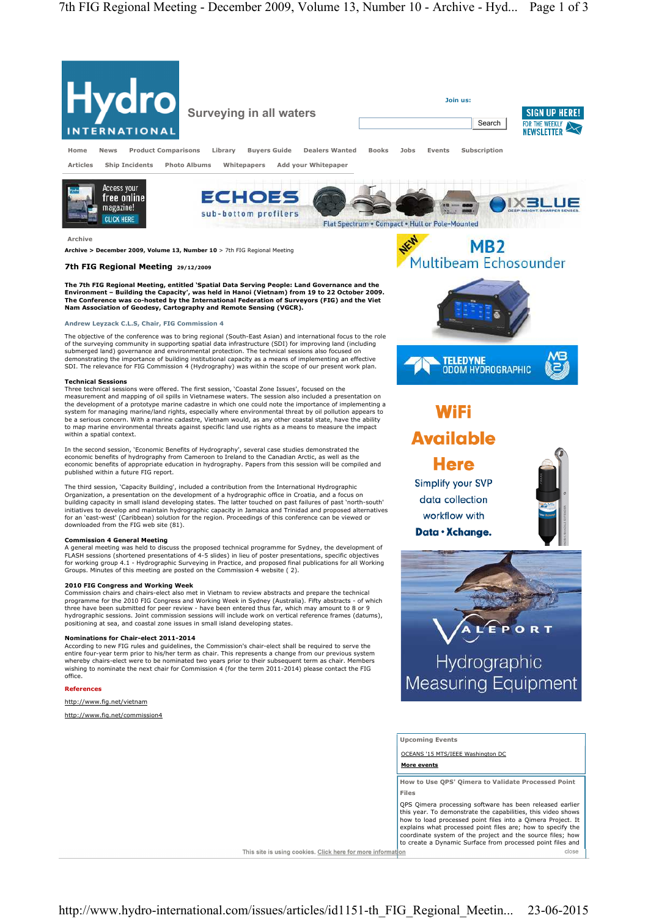Archive

Archive > December 2009, Volume 13, Number 10 > 7th FIG Regional Meeting

# 7th FIG Regional Meeting 29/12/2009

**The 7th FIG Regional Meeting, entitled 'Spatial Data Serving People: Land Governance and the Environment – Building the Capacity', was held in Hanoi (Vietnam) from 19 to 22 October 2009. The Conference was co-hosted by the International Federation of Surveyors (FIG) and the Viet Nam Association of Geodesy, Cartography and Remote Sensing (VGCR).**

Andrew Leyzack C.L.S, Chair, FIG Commission 4

The objective of the conference was to bring regional (South-East Asian) and international focus to the role of the surveying community in supporting spatial data infrastructure (SDI) for improving land (including submerged land) governance and environmental protection. The technical sessions also focused on demonstrating the importance of building institutional capacity as a means of implementing an effective SDI. The relevance for FIG Commission 4 (Hydrography) was within the scope of our present work plan.

## Technical Sessions

Three technical sessions were offered. The first session, 'Coastal Zone Issues', focused on the measurement and mapping of oil spills in Vietnamese waters. The session also included a presentation on the development of a prototype marine cadastre in which one could note the importance of implementing a system for managing marine/land rights, especially where environmental threat by oil pollution appears to be a serious concern. With a marine cadastre, Vietnam would, as any other coastal state, have the ability to map marine environmental threats against specific land use rights as a means to measure the impact within a spatial context.

In the second session, 'Economic Benefits of Hydrography', several case studies demonstrated the economic benefits of hydrography from Cameroon to Ireland to the Canadian Arctic, as well as the economic benefits of appropriate education in hydrography. Papers from this session will be compiled and published within a future FIG report.

The third session, 'Capacity Building', included a contribution from the International Hydrographic Organization, a presentation on the development of a hydrographic office in Croatia, and a focus on building capacity in small island developing states. The latter touched on past failures of past 'north-south' initiatives to develop and maintain hydrographic capacity in Jamaica and Trinidad and proposed alternatives for an 'east-west' (Caribbean) solution for the region. Proceedings of this conference can be viewed or downloaded from the FIG web site (81).

## Commission 4 General Meeting

A general meeting was held to discuss the proposed technical programme for Sydney, the development of FLASH sessions (shortened presentations of 4-5 slides) in lieu of poster presentations, specific objectives for working group 4.1 - Hydrographic Surveying in Practice, and proposed final publications for all Working Groups. Minutes of this meeting are posted on the Commission 4 website ( 2).

## 2010 FIG Congress and Working Week

Commission chairs and chairs-elect also met in Vietnam to review abstracts and prepare the technical programme for the 2010 FIG Congress and Working Week in Sydney (Australia). Fifty abstracts - of which three have been submitted for peer review - have been entered thus far, which may amount to 8 or 9 hydrographic sessions. Joint commission sessions will include work on vertical reference frames (datums), positioning at sea, and coastal zone issues in small island developing states.

## Nominations for Chair-elect 2011-2014

According to new FIG rules and guidelines, the Commission's chair-elect shall be required to serve the entire four-year term prior to his/her term as chair. This represents a change from our previous system whereby chairs-elect were to be nominated two years prior to their subsequent term as chair. Members wishing to nominate the next chair for Commission 4 (for the term 2011-2014) please contact the FIG office.

## References

http://www.fig.net/vietnam

http://www.fig.net/commission4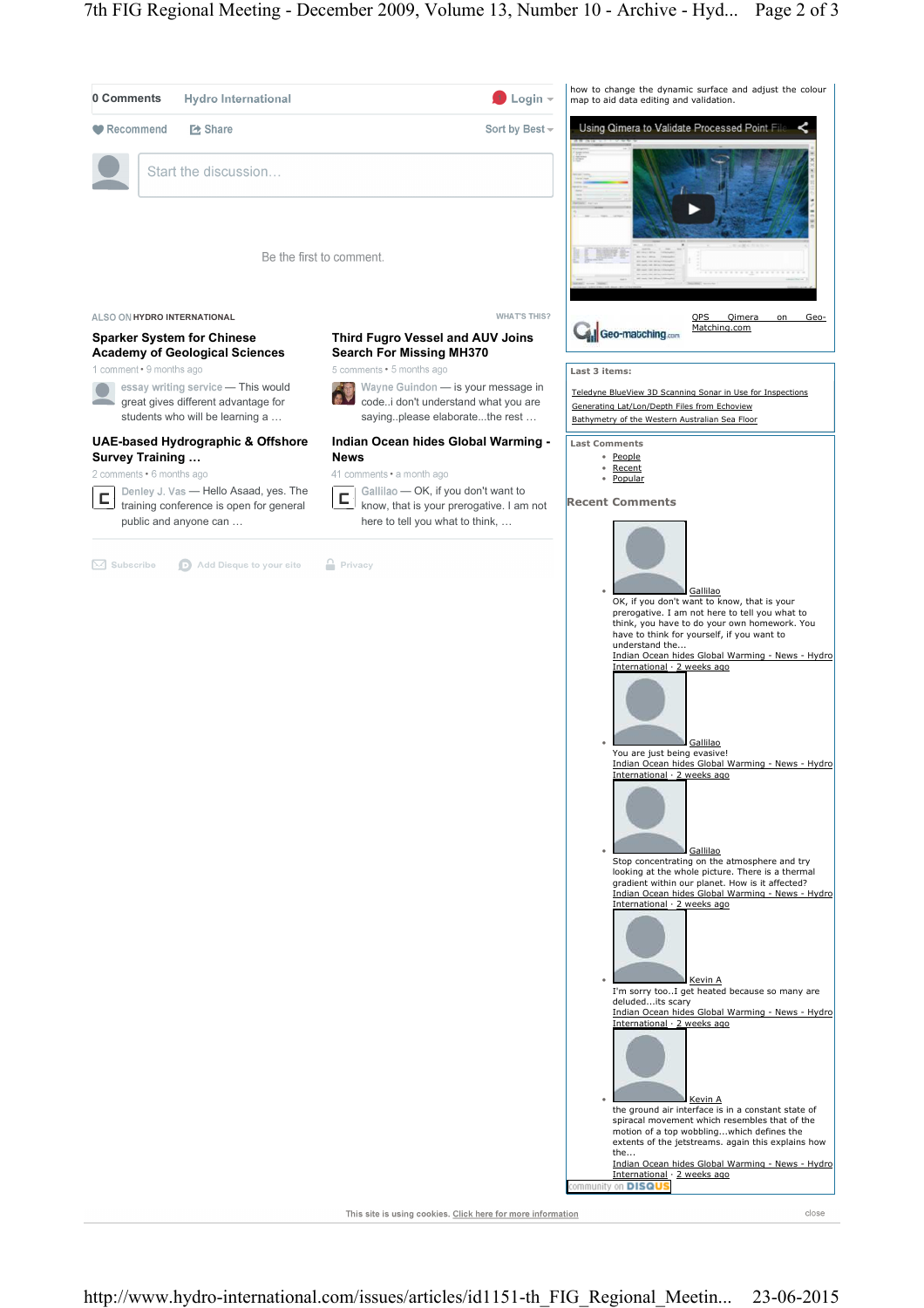0 Comments Hydro International Login

Recommend Share Sort by Best

Start the discussion...

Be the first to comment.

ALSO ON HYDRO INTERNATIONAL WHAT'S THIS?

**Sparker System for Chinese Academy of Geological Sciences**

1 comment • 9 months ago

essay writing service — This would great gives different advantage for students who will be learning a …

**Third Fugro Vessel and AUV Joins Search For Missing MH370**

5 comments • 5 months ago

Wayne Guindon — is your message in code..i don't understand what you are saying..please elaborate...the rest …

**UAE-based Hydrographic & Offshore Survey Training …**

2 comments • 6 months ago

Denley J. Vas — Hello Asaad, yes. The training conference is open for general public and anyone can …

**Indian Ocean hides Global Warming - News**

41 comments • a month ago

Gallilao — OK, if you don't want to know, that is your prerogative. I am not here to tell you what to think, …

Subscribe Add Disqus to your site Privacy

how to change the dynamic surface and adjust the colour map to aid data editing and validation.

Using Qimera to Validate Processed Point File

QPS Qimera on Geo-Matching.com

**Last 3 items:**

- Teledyne BlueView 3D Scanning Sonar in Use for Inspections
- Generating Lat/Lon/Depth Files from Echoview
- Bathymetry of the Western Australian Sea Floor

**Last Comments**

- People
- Recent
- Popular

**Recent Comments**

- Gallilao
  OK, if you don't want to know, that is your prerogative. I am not here to tell you what to think, you have to do your own homework. You have to think for yourself, if you want to understand the...
  Indian Ocean hides Global Warming - News - Hydro International · 2 weeks ago
- Gallilao
  You are just being evasive!
  Indian Ocean hides Global Warming - News - Hydro International · 2 weeks ago
- Gallilao
  Stop concentrating on the atmosphere and try looking at the whole picture. There is a thermal gradient within our planet. How is it affected?
  Indian Ocean hides Global Warming - News - Hydro International · 2 weeks ago
- Kevin A
  I'm sorry too..I get heated because so many are deluded...its scary
  Indian Ocean hides Global Warming - News - Hydro International · 2 weeks ago
- Kevin A
  the ground air interface is in a constant state of spiracal movement which resembles that of the motion of a top wobbling...which defines the extents of the jetstreams. again this explains how the...
  Indian Ocean hides Global Warming - News - Hydro International · 2 weeks ago

community on DISQUS

This site is using cookies. Click here for more information close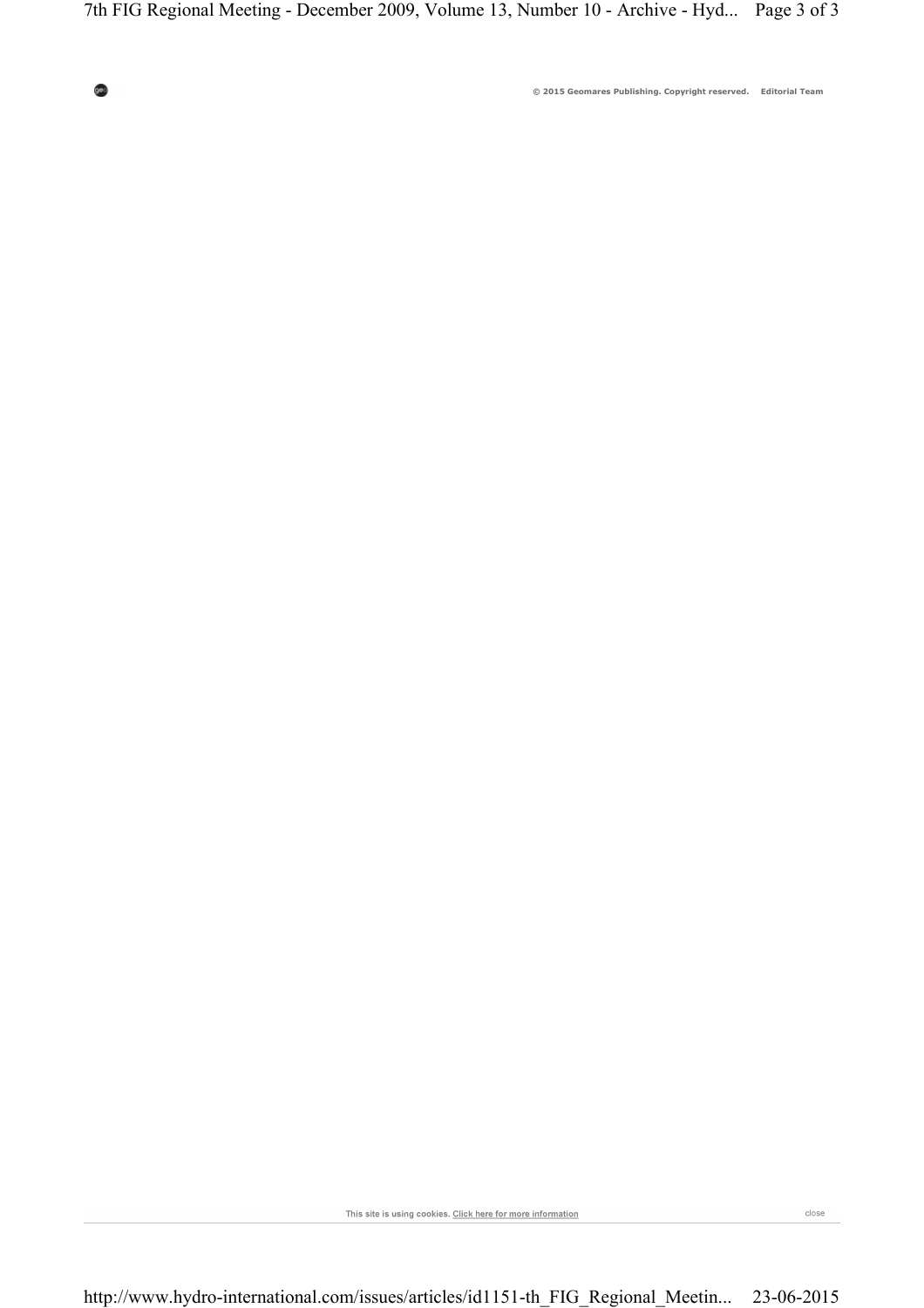© 2015 Geomares Publishing. Copyright reserved. Editorial Team

This site is using cookies. Click here for more information

close